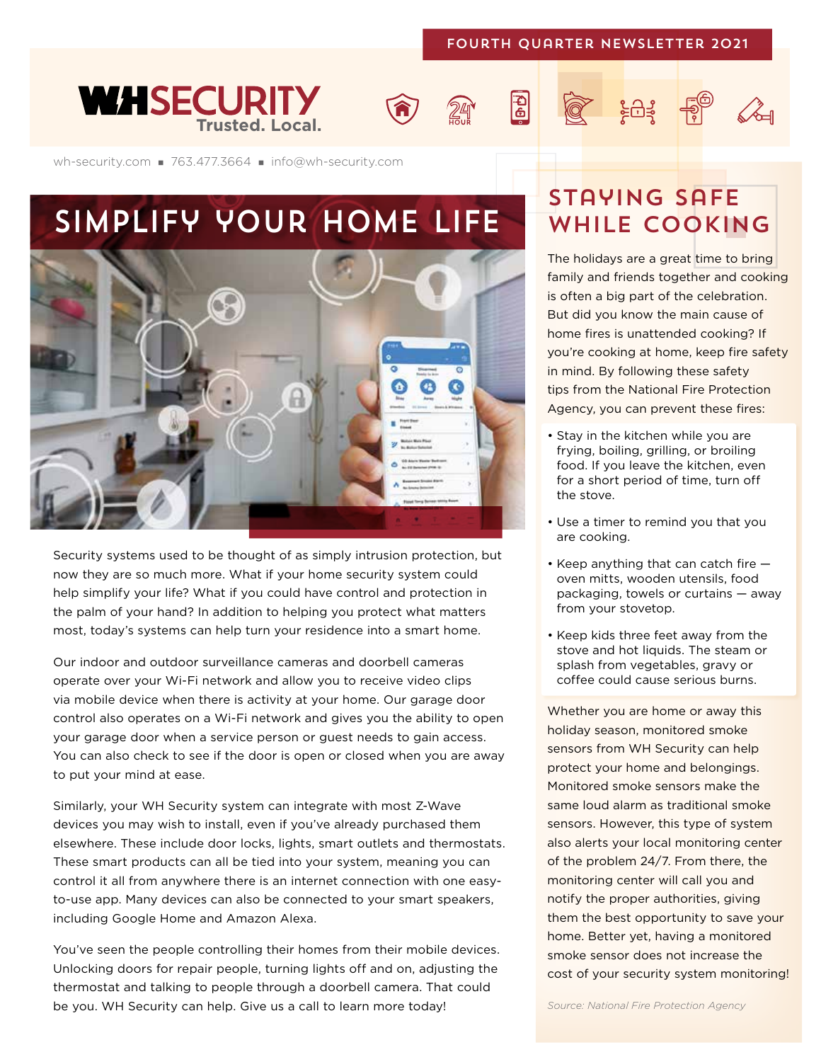FOURTH QUARTER NEWSLETTER 2021

# WH SECURITY

Trusted. Local.

wh-security.com ▪ 763.477.3664 ▪ info@wh-security.com

## SIMPLIFY YOUR HOME LIFE

Security systems used to be thought of as simply intrusion protection, but now they are so much more. What if your home security system could help simplify your life? What if you could have control and protection in the palm of your hand? In addition to helping you protect what matters most, today's systems can help turn your residence into a smart home.

Our indoor and outdoor surveillance cameras and doorbell cameras operate over your Wi-Fi network and allow you to receive video clips via mobile device when there is activity at your home. Our garage door control also operates on a Wi-Fi network and gives you the ability to open your garage door when a service person or guest needs to gain access. You can also check to see if the door is open or closed when you are away to put your mind at ease.

Similarly, your WH Security system can integrate with most Z-Wave devices you may wish to install, even if you've already purchased them elsewhere. These include door locks, lights, smart outlets and thermostats. These smart products can all be tied into your system, meaning you can control it all from anywhere there is an internet connection with one easy-to-use app. Many devices can also be connected to your smart speakers, including Google Home and Amazon Alexa.

You've seen the people controlling their homes from their mobile devices. Unlocking doors for repair people, turning lights off and on, adjusting the thermostat and talking to people through a doorbell camera. That could be you. WH Security can help. Give us a call to learn more today!

## STAYING SAFE WHILE COOKING

The holidays are a great time to bring family and friends together and cooking is often a big part of the celebration. But did you know the main cause of home fires is unattended cooking? If you're cooking at home, keep fire safety in mind. By following these safety tips from the National Fire Protection Agency, you can prevent these fires:

- Stay in the kitchen while you are frying, boiling, grilling, or broiling food. If you leave the kitchen, even for a short period of time, turn off the stove.
- Use a timer to remind you that you are cooking.
- Keep anything that can catch fire — oven mitts, wooden utensils, food packaging, towels or curtains — away from your stovetop.
- Keep kids three feet away from the stove and hot liquids. The steam or splash from vegetables, gravy or coffee could cause serious burns.

Whether you are home or away this holiday season, monitored smoke sensors from WH Security can help protect your home and belongings. Monitored smoke sensors make the same loud alarm as traditional smoke sensors. However, this type of system also alerts your local monitoring center of the problem 24/7. From there, the monitoring center will call you and notify the proper authorities, giving them the best opportunity to save your home. Better yet, having a monitored smoke sensor does not increase the cost of your security system monitoring!

*Source: National Fire Protection Agency*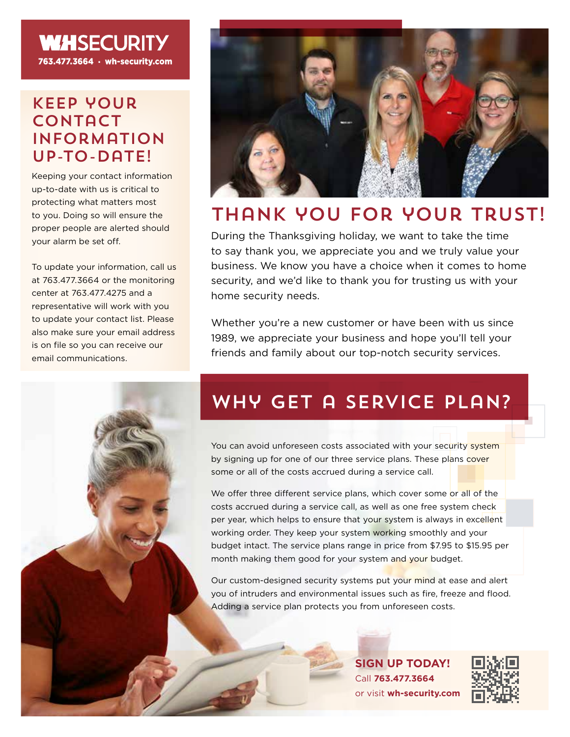**WHSECURITY**
763.477.3664 · wh-security.com

## KEEP YOUR CONTACT INFORMATION UP-TO-DATE!

Keeping your contact information up-to-date with us is critical to protecting what matters most to you. Doing so will ensure the proper people are alerted should your alarm be set off.

To update your information, call us at 763.477.3664 or the monitoring center at 763.477.4275 and a representative will work with you to update your contact list. Please also make sure your email address is on file so you can receive our email communications.

## THANK YOU FOR YOUR TRUST!

During the Thanksgiving holiday, we want to take the time to say thank you, we appreciate you and we truly value your business. We know you have a choice when it comes to home security, and we'd like to thank you for trusting us with your home security needs.

Whether you're a new customer or have been with us since 1989, we appreciate your business and hope you'll tell your friends and family about our top-notch security services.

## WHY GET A SERVICE PLAN?

You can avoid unforeseen costs associated with your security system by signing up for one of our three service plans. These plans cover some or all of the costs accrued during a service call.

We offer three different service plans, which cover some or all of the costs accrued during a service call, as well as one free system check per year, which helps to ensure that your system is always in excellent working order. They keep your system working smoothly and your budget intact. The service plans range in price from $7.95 to $15.95 per month making them good for your system and your budget.

Our custom-designed security systems put your mind at ease and alert you of intruders and environmental issues such as fire, freeze and flood. Adding a service plan protects you from unforeseen costs.

**SIGN UP TODAY!**
Call **763.477.3664**
or visit **wh-security.com**